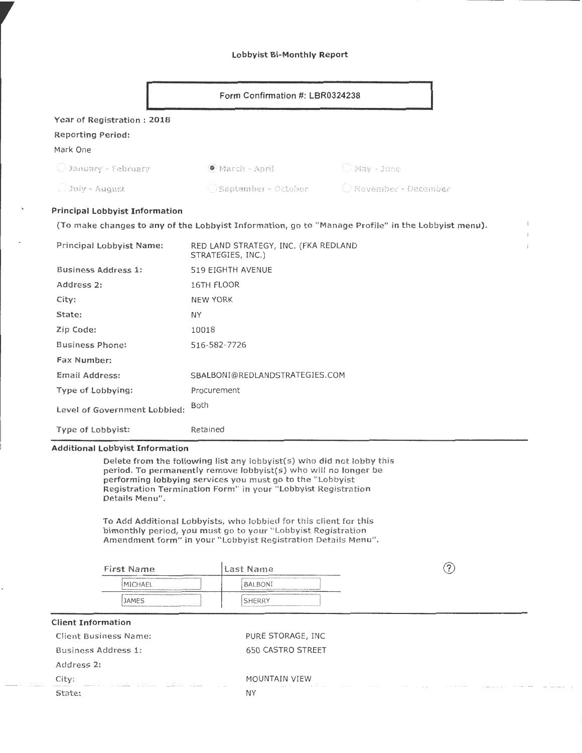# Lobbyist Bi-Monthly Report

**Form Confirmation #: LBR0324238**

**Year of Registration : 2018**

**Reporting Period:**

Mark One

- ○ January - February
- ◉ March - April
- ○ May - June
- ○ July - August
- ○ September - October
- ○ November - December

## Principal Lobbyist Information

**(To make changes to any of the Lobbyist Information, go to "Manage Profile" in the Lobbyist menu).**

| | |
|---|---|
| Principal Lobbyist Name: | RED LAND STRATEGY, INC. (FKA REDLAND STRATEGIES, INC.) |
| Business Address 1: | 519 EIGHTH AVENUE |
| Address 2: | 16TH FLOOR |
| City: | NEW YORK |
| State: | NY |
| Zip Code: | 10018 |
| Business Phone: | 516-582-7726 |
| Fax Number: | |
| Email Address: | SBALBONI@REDLANDSTRATEGIES.COM |
| Type of Lobbying: | Procurement |
| Level of Government Lobbied: | Both |
| Type of Lobbyist: | Retained |

## Additional Lobbyist Information

Delete from the following list any lobbyist(s) who did not lobby this period. To permanently remove lobbyist(s) who will no longer be performing lobbying services you must go to the "Lobbyist Registration Termination Form" in your "Lobbyist Registration Details Menu".

To Add Additional Lobbyists, who lobbied for this client for this bimonthly period, you must go to your "Lobbyist Registration Amendment form" in your "Lobbyist Registration Details Menu".

| First Name | Last Name |
|---|---|
| MICHAEL | BALBONI |
| JAMES | SHERRY |

## Client Information

| | |
|---|---|
| Client Business Name: | PURE STORAGE, INC |
| Business Address 1: | 650 CASTRO STREET |
| Address 2: | |
| City: | MOUNTAIN VIEW |
| State: | NY |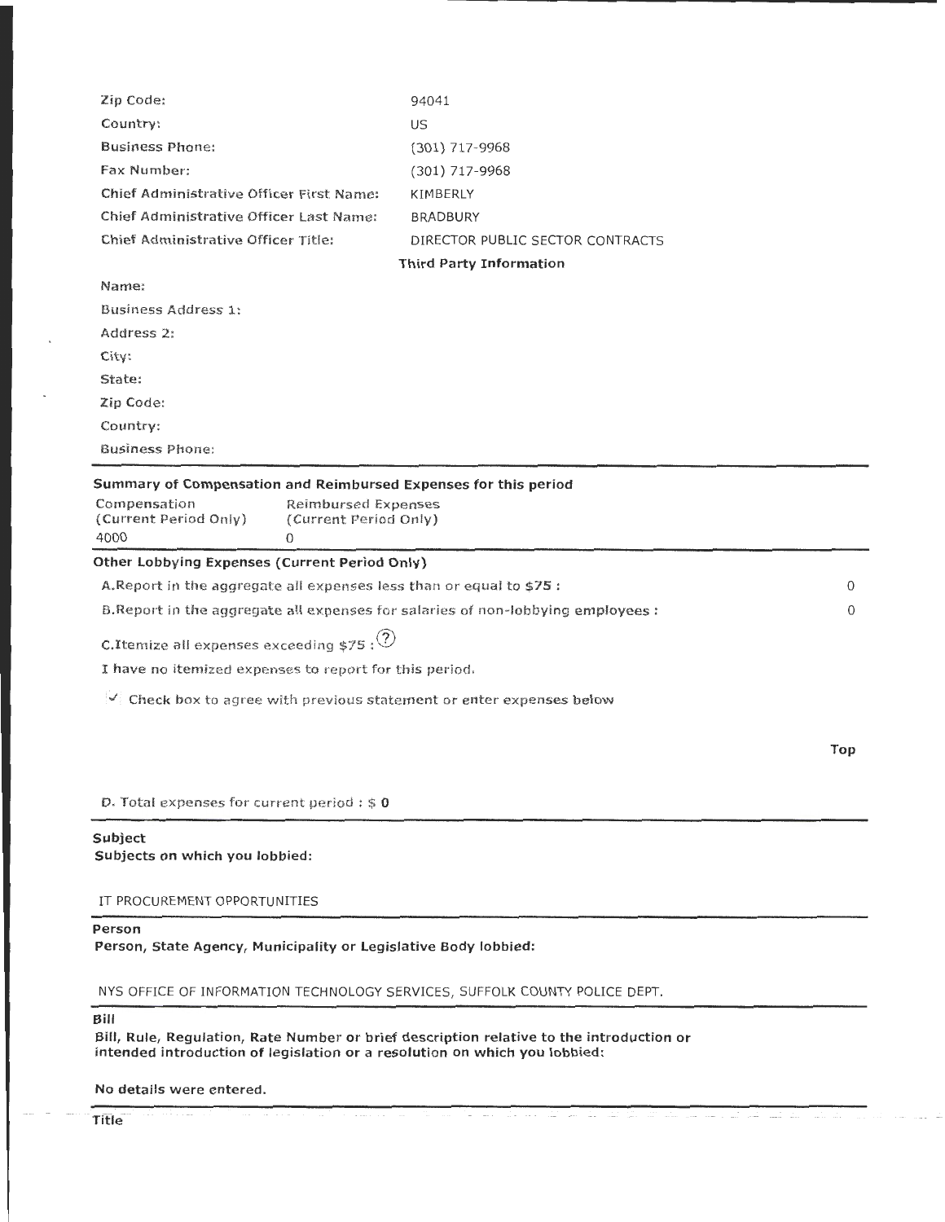| | |
|---|---|
| Zip Code: | 94041 |
| Country: | US |
| Business Phone: | (301) 717-9968 |
| Fax Number: | (301) 717-9968 |
| Chief Administrative Officer First Name: | KIMBERLY |
| Chief Administrative Officer Last Name: | BRADBURY |
| Chief Administrative Officer Title: | DIRECTOR PUBLIC SECTOR CONTRACTS |

**Third Party Information**

| | |
|---|---|
| Name: | |
| Business Address 1: | |
| Address 2: | |
| City: | |
| State: | |
| Zip Code: | |
| Country: | |
| Business Phone: | |

**Summary of Compensation and Reimbursed Expenses for this period**

| Compensation (Current Period Only) | Reimbursed Expenses (Current Period Only) |
|---|---|
| 4000 | 0 |

**Other Lobbying Expenses (Current Period Only)**

| | |
|---|---|
| A.Report in the aggregate all expenses less than or equal to $75 : | 0 |
| B.Report in the aggregate all expenses for salaries of non-lobbying employees : | 0 |

C.Itemize all expenses exceeding $75 : ?

I have no itemized expenses to report for this period.

✓ Check box to agree with previous statement or enter expenses below

**Top**

D. Total expenses for current period : $ **0**

**Subject**

**Subjects on which you lobbied:**

IT PROCUREMENT OPPORTUNITIES

**Person**

**Person, State Agency, Municipality or Legislative Body lobbied:**

NYS OFFICE OF INFORMATION TECHNOLOGY SERVICES, SUFFOLK COUNTY POLICE DEPT.

**Bill**

**Bill, Rule, Regulation, Rate Number or brief description relative to the introduction or intended introduction of legislation or a resolution on which you lobbied:**

**No details were entered.**

**Title**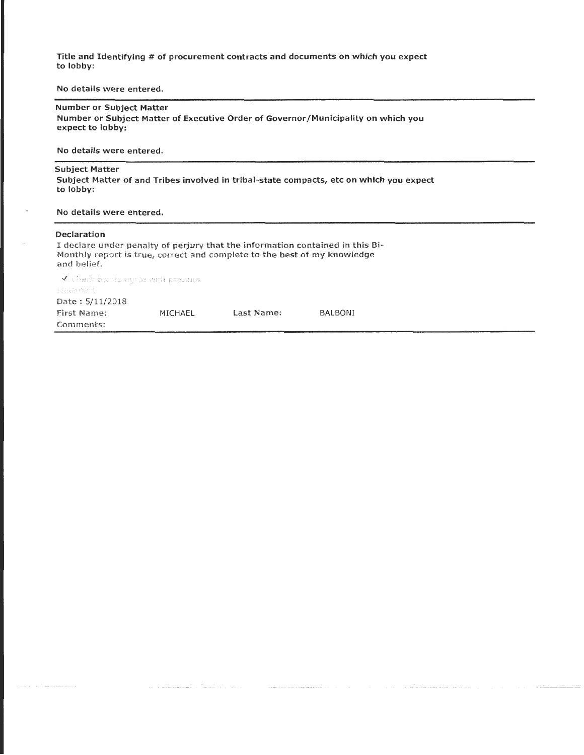**Title and Identifying # of procurement contracts and documents on which you expect to lobby:**

**No details were entered.**

**Number or Subject Matter**

**Number or Subject Matter of Executive Order of Governor/Municipality on which you expect to lobby:**

**No details were entered.**

**Subject Matter**

**Subject Matter of and Tribes involved in tribal-state compacts, etc on which you expect to lobby:**

**No details were entered.**

**Declaration**

I declare under penalty of perjury that the information contained in this Bi-Monthly report is true, correct and complete to the best of my knowledge and belief.

✓ check box to agree with previous statement

Date : 5/11/2018

| | | | |
|---|---|---|---|
| First Name: | MICHAEL | Last Name: | BALBONI |

Comments: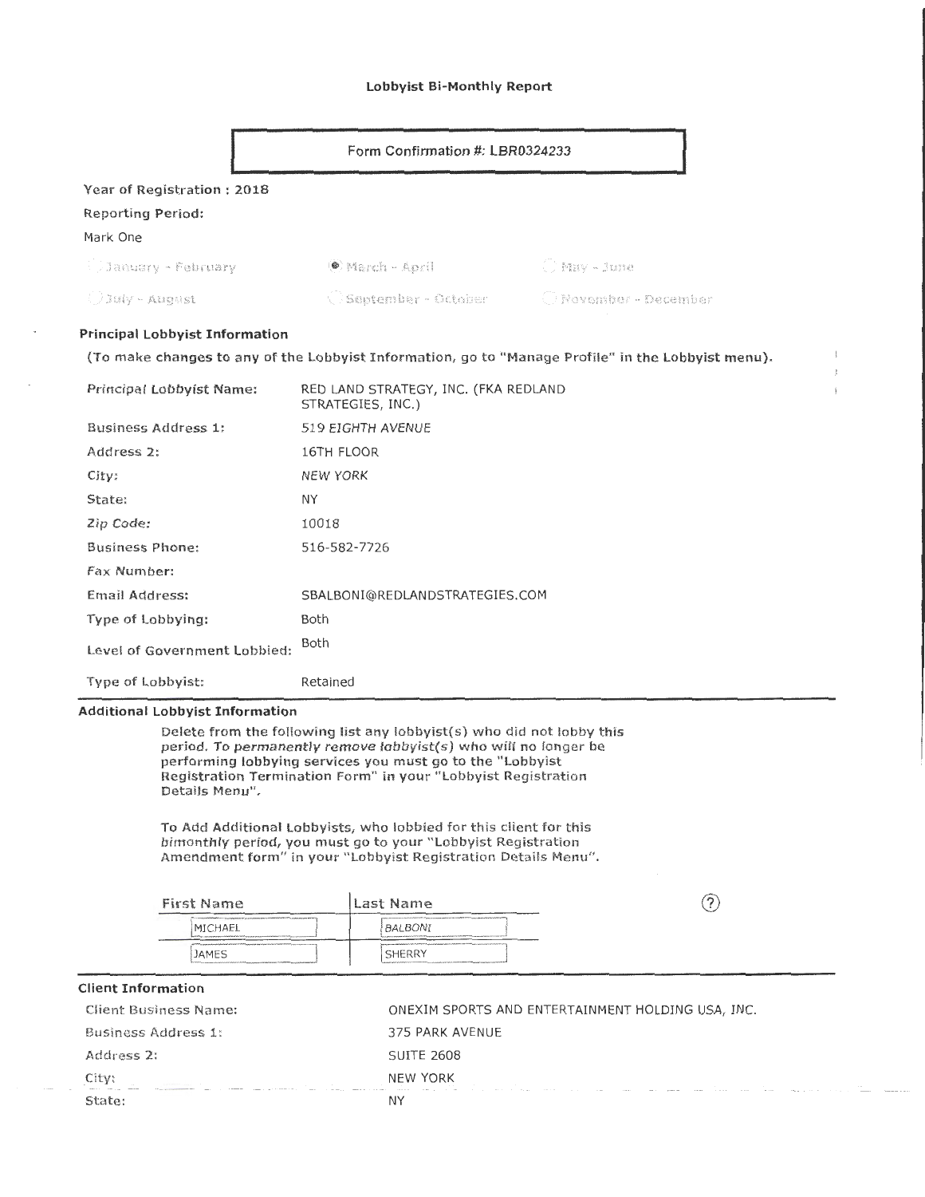# Lobbyist Bi-Monthly Report

**Form Confirmation #: LBR0324233**

**Year of Registration : 2018**

**Reporting Period:**

Mark One

| | | |
|---|---|---|
| ○ January - February | ◉ March - April | ○ May - June |
| ○ July - August | ○ September - October | ○ November - December |

**Principal Lobbyist Information**

**(To make changes to any of the Lobbyist Information, go to "Manage Profile" in the Lobbyist menu).**

| | |
|---|---|
| Principal Lobbyist Name: | RED LAND STRATEGY, INC. (FKA REDLAND STRATEGIES, INC.) |
| Business Address 1: | 519 EIGHTH AVENUE |
| Address 2: | 16TH FLOOR |
| City: | NEW YORK |
| State: | NY |
| Zip Code: | 10018 |
| Business Phone: | 516-582-7726 |
| Fax Number: | |
| Email Address: | SBALBONI@REDLANDSTRATEGIES.COM |
| Type of Lobbying: | Both |
| Level of Government Lobbied: | Both |
| Type of Lobbyist: | Retained |

**Additional Lobbyist Information**

Delete from the following list any lobbyist(s) who did not lobby this period. *To permanently remove lobbyist(s)* who will no longer be performing lobbying services you must go to the "Lobbyist Registration Termination Form" in your "Lobbyist Registration Details Menu".

To Add Additional Lobbyists, who lobbied for this client for this *bimonthly* period, you must go to your "Lobbyist Registration Amendment form" in your "Lobbyist Registration Details Menu".

| First Name | Last Name |
|---|---|
| MICHAEL | BALBONI |
| JAMES | SHERRY |

**Client Information**

| | |
|---|---|
| Client Business Name: | ONEXIM SPORTS AND ENTERTAINMENT HOLDING USA, INC. |
| Business Address 1: | 375 PARK AVENUE |
| Address 2: | SUITE 2608 |
| City: | NEW YORK |
| State: | NY |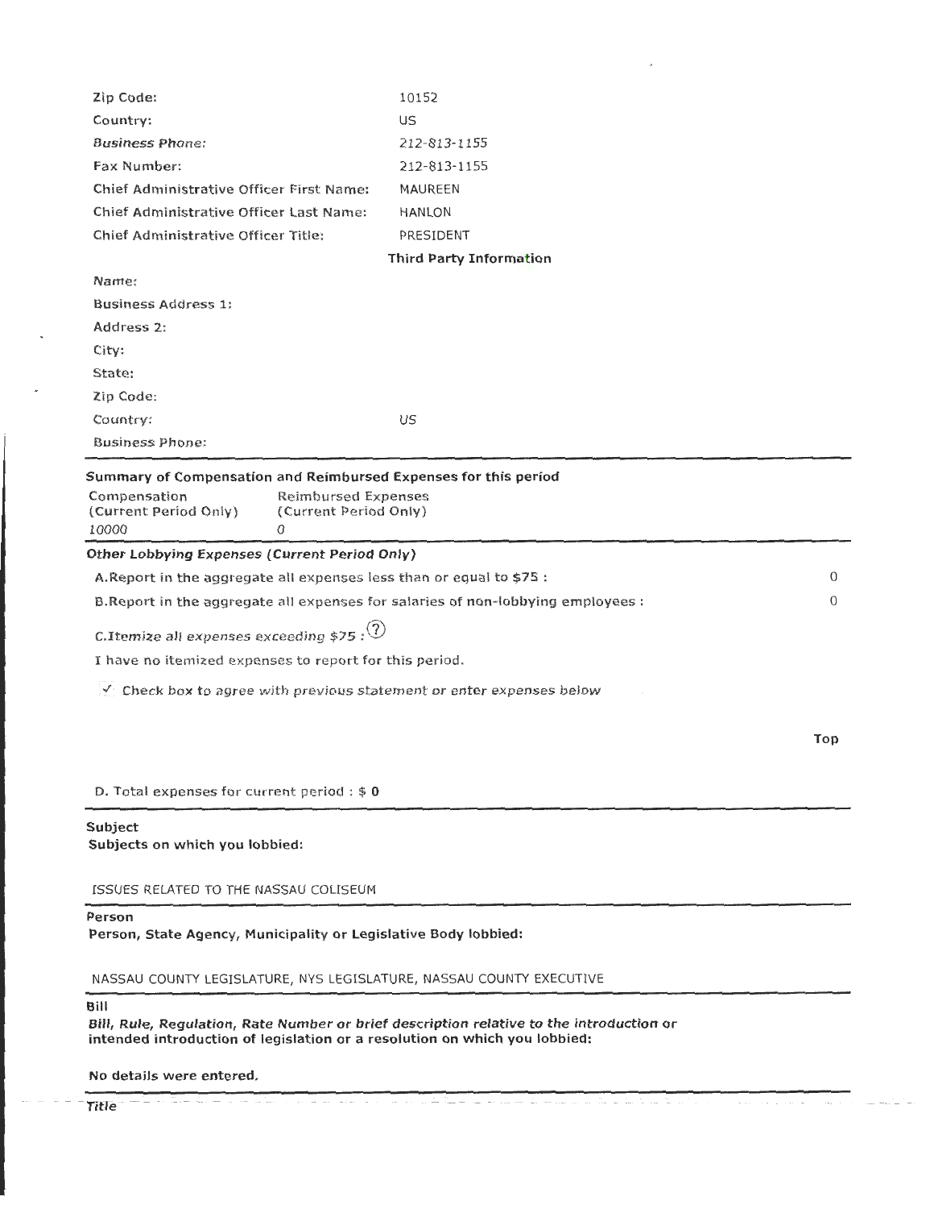| | |
|---|---|
| Zip Code: | 10152 |
| Country: | US |
| *Business Phone:* | *212-813-1155* |
| Fax Number: | 212-813-1155 |
| Chief Administrative Officer First Name: | MAUREEN |
| Chief Administrative Officer Last Name: | HANLON |
| Chief Administrative Officer Title: | PRESIDENT |

**Third Party Information**

| | |
|---|---|
| Name: | |
| Business Address 1: | |
| Address 2: | |
| City: | |
| State: | |
| Zip Code: | |
| Country: | US |
| Business Phone: | |

**Summary of Compensation and Reimbursed Expenses for this period**

| Compensation (Current Period Only) | Reimbursed Expenses (Current Period Only) |
|---|---|
| *10000* | *0* |

**Other Lobbying Expenses (Current Period Only)**

A.Report in the aggregate all expenses less than or equal to $75 : 0

B.Report in the aggregate all expenses for salaries of non-lobbying employees : 0

*C.Itemize all expenses exceeding $75 :* ⑦

I have no itemized expenses to report for this period.

✓ *Check box to agree with previous statement or enter expenses below*

**Top**

D. Total expenses for current period : $ **0**

**Subject**

**Subjects on which you lobbied:**

ISSUES RELATED TO THE NASSAU COLISEUM

**Person**

**Person, State Agency, Municipality or Legislative Body lobbied:**

NASSAU COUNTY LEGISLATURE, NYS LEGISLATURE, NASSAU COUNTY EXECUTIVE

**Bill**

***Bill, Rule, Regulation, Rate Number or brief description relative to the introduction or intended introduction of legislation or a resolution on which you lobbied:***

**No details were entered.**

**Title**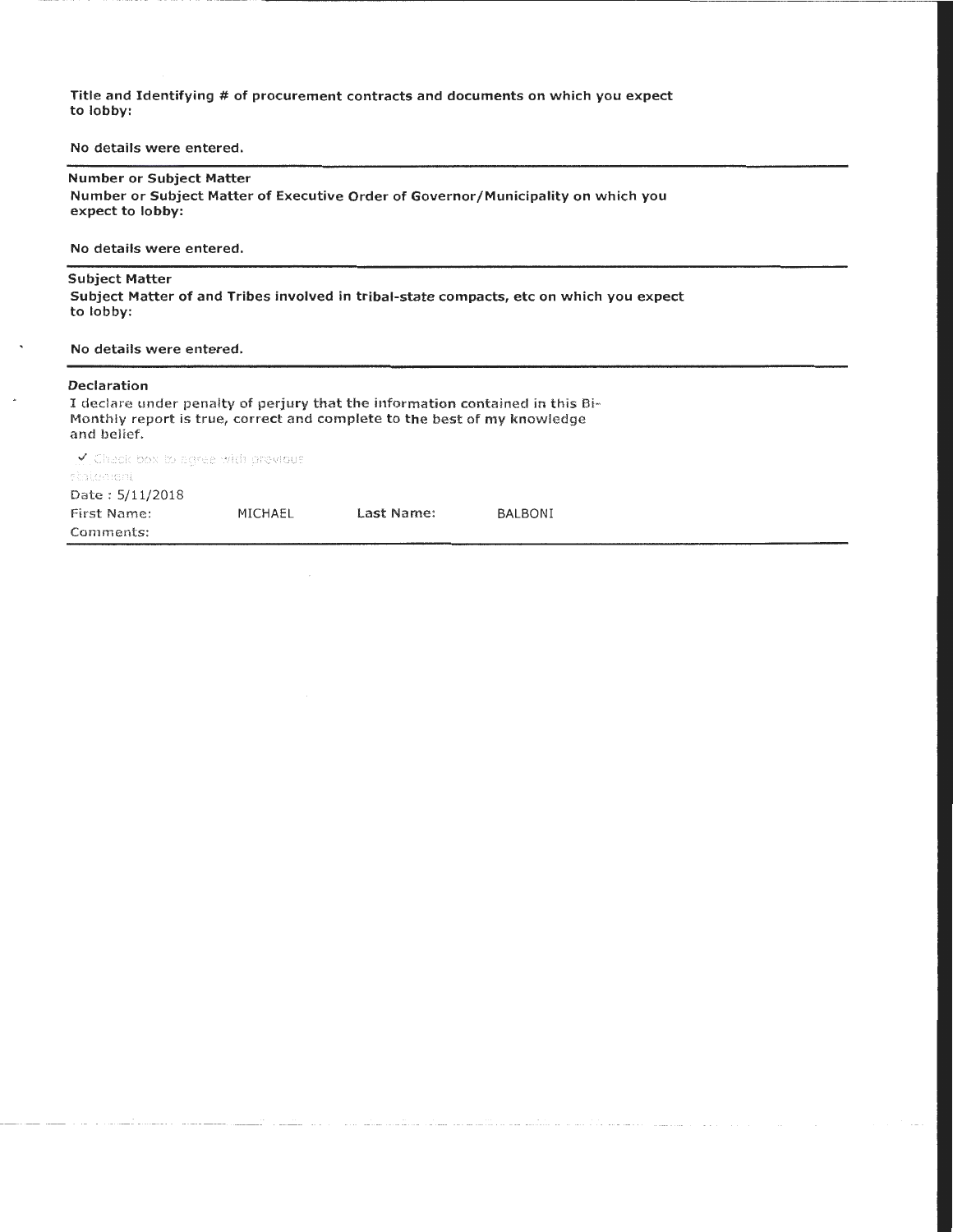**Title and Identifying # of procurement contracts and documents on which you expect to lobby:**

**No details were entered.**

**Number or Subject Matter**

**Number or Subject Matter of Executive Order of Governor/Municipality on which you expect to lobby:**

**No details were entered.**

**Subject Matter**

**Subject Matter of and Tribes involved in tribal-state compacts, etc on which you expect to lobby:**

**No details were entered.**

**Declaration**

I declare under penalty of perjury that the information contained in this Bi-Monthly report is true, correct and complete to the best of my knowledge and belief.

✓ Check box to agree with previous statement

Date : 5/11/2018

| | | | |
|---|---|---|---|
| First Name: | MICHAEL | Last Name: | BALBONI |

Comments: